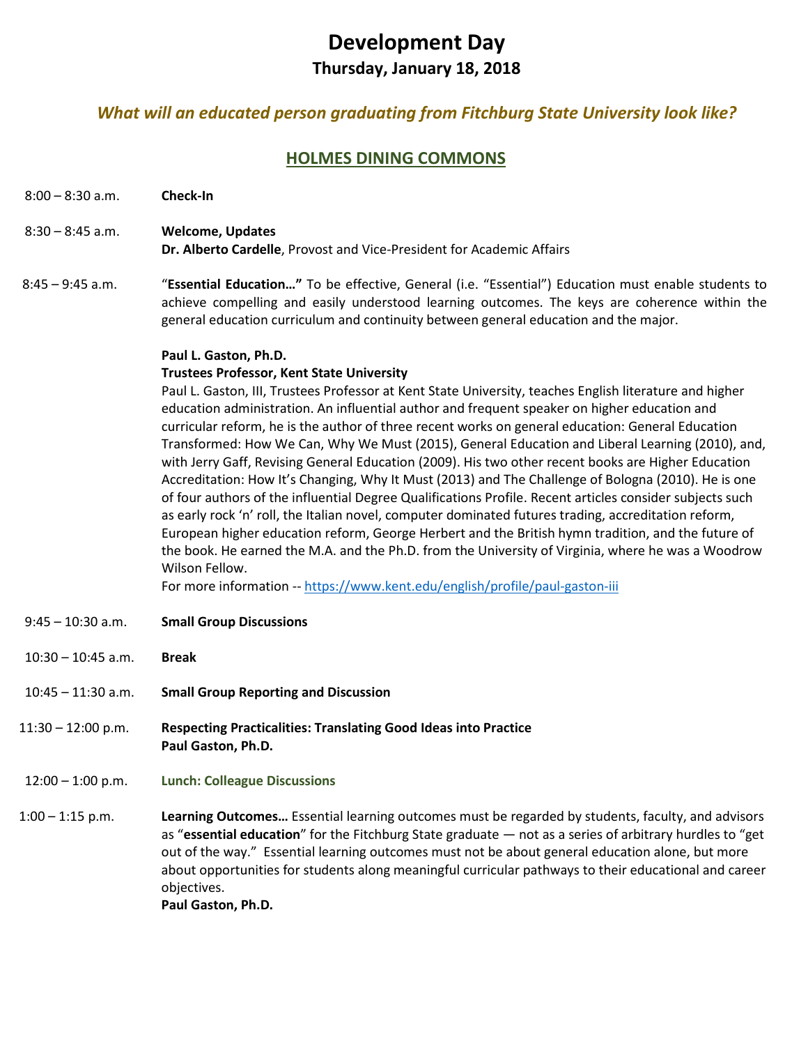# Development Day

## Thursday, January 18, 2018

### *What will an educated person graduating from Fitchburg State University look like?*

## HOLMES DINING COMMONS

8:00 – 8:30 a.m. **Check-In**

8:30 – 8:45 a.m. **Welcome, Updates**
**Dr. Alberto Cardelle**, Provost and Vice-President for Academic Affairs

8:45 – 9:45 a.m. "**Essential Education…"** To be effective, General (i.e. "Essential") Education must enable students to achieve compelling and easily understood learning outcomes. The keys are coherence within the general education curriculum and continuity between general education and the major.

**Paul L. Gaston, Ph.D.**
**Trustees Professor, Kent State University**
Paul L. Gaston, III, Trustees Professor at Kent State University, teaches English literature and higher education administration. An influential author and frequent speaker on higher education and curricular reform, he is the author of three recent works on general education: General Education Transformed: How We Can, Why We Must (2015), General Education and Liberal Learning (2010), and, with Jerry Gaff, Revising General Education (2009). His two other recent books are Higher Education Accreditation: How It's Changing, Why It Must (2013) and The Challenge of Bologna (2010). He is one of four authors of the influential Degree Qualifications Profile. Recent articles consider subjects such as early rock 'n' roll, the Italian novel, computer dominated futures trading, accreditation reform, European higher education reform, George Herbert and the British hymn tradition, and the future of the book. He earned the M.A. and the Ph.D. from the University of Virginia, where he was a Woodrow Wilson Fellow.
For more information -- https://www.kent.edu/english/profile/paul-gaston-iii

9:45 – 10:30 a.m. **Small Group Discussions**

10:30 – 10:45 a.m. **Break**

10:45 – 11:30 a.m. **Small Group Reporting and Discussion**

11:30 – 12:00 p.m. **Respecting Practicalities: Translating Good Ideas into Practice**
**Paul Gaston, Ph.D.**

12:00 – 1:00 p.m. **Lunch: Colleague Discussions**

1:00 – 1:15 p.m. **Learning Outcomes…** Essential learning outcomes must be regarded by students, faculty, and advisors as "**essential education**" for the Fitchburg State graduate — not as a series of arbitrary hurdles to "get out of the way." Essential learning outcomes must not be about general education alone, but more about opportunities for students along meaningful curricular pathways to their educational and career objectives.
**Paul Gaston, Ph.D.**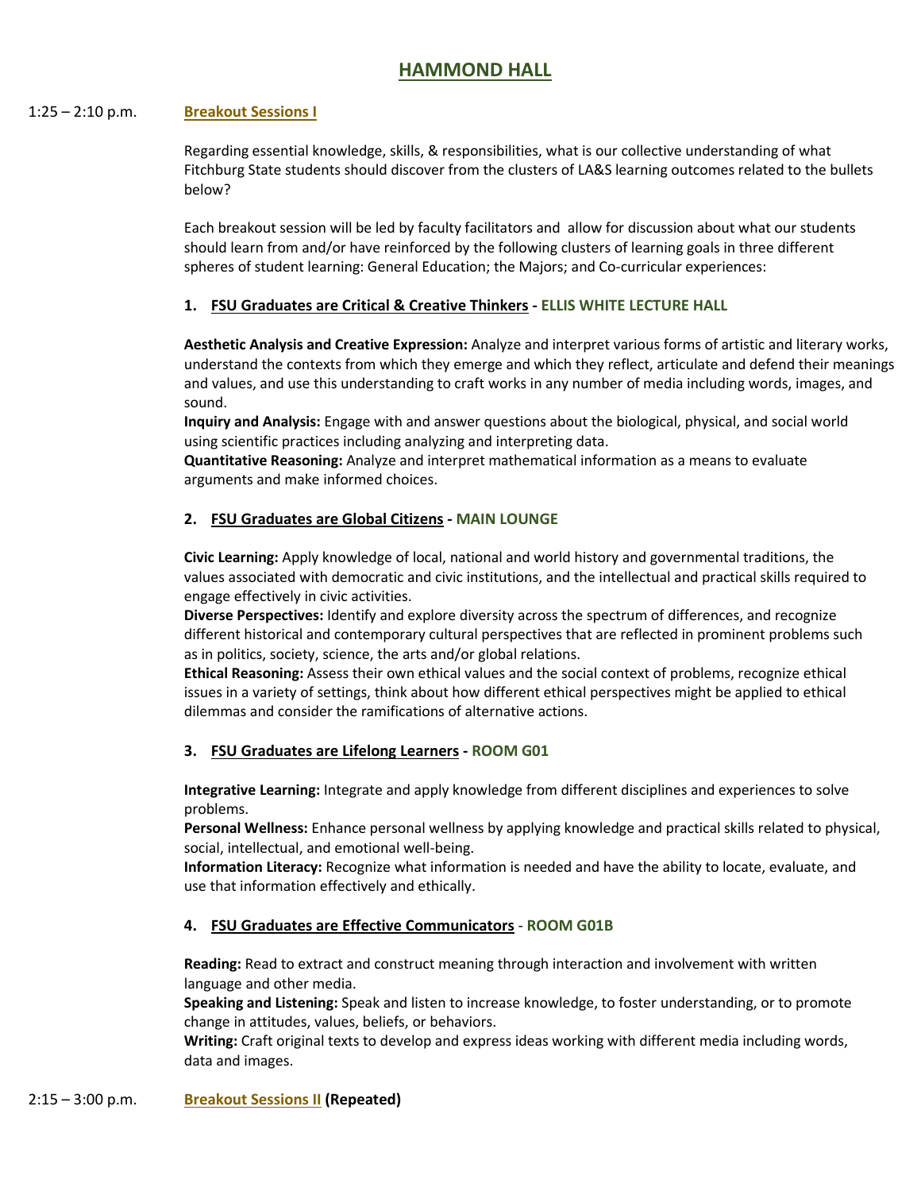# HAMMOND HALL

1:25 – 2:10 p.m. **Breakout Sessions I**

Regarding essential knowledge, skills, & responsibilities, what is our collective understanding of what Fitchburg State students should discover from the clusters of LA&S learning outcomes related to the bullets below?

Each breakout session will be led by faculty facilitators and allow for discussion about what our students should learn from and/or have reinforced by the following clusters of learning goals in three different spheres of student learning: General Education; the Majors; and Co-curricular experiences:

1. **FSU Graduates are Critical & Creative Thinkers - ELLIS WHITE LECTURE HALL**

**Aesthetic Analysis and Creative Expression:** Analyze and interpret various forms of artistic and literary works, understand the contexts from which they emerge and which they reflect, articulate and defend their meanings and values, and use this understanding to craft works in any number of media including words, images, and sound.
**Inquiry and Analysis:** Engage with and answer questions about the biological, physical, and social world using scientific practices including analyzing and interpreting data.
**Quantitative Reasoning:** Analyze and interpret mathematical information as a means to evaluate arguments and make informed choices.

2. **FSU Graduates are Global Citizens - MAIN LOUNGE**

**Civic Learning:** Apply knowledge of local, national and world history and governmental traditions, the values associated with democratic and civic institutions, and the intellectual and practical skills required to engage effectively in civic activities.
**Diverse Perspectives:** Identify and explore diversity across the spectrum of differences, and recognize different historical and contemporary cultural perspectives that are reflected in prominent problems such as in politics, society, science, the arts and/or global relations.
**Ethical Reasoning:** Assess their own ethical values and the social context of problems, recognize ethical issues in a variety of settings, think about how different ethical perspectives might be applied to ethical dilemmas and consider the ramifications of alternative actions.

3. **FSU Graduates are Lifelong Learners - ROOM G01**

**Integrative Learning:** Integrate and apply knowledge from different disciplines and experiences to solve problems.
**Personal Wellness:** Enhance personal wellness by applying knowledge and practical skills related to physical, social, intellectual, and emotional well-being.
**Information Literacy:** Recognize what information is needed and have the ability to locate, evaluate, and use that information effectively and ethically.

4. **FSU Graduates are Effective Communicators - ROOM G01B**

**Reading:** Read to extract and construct meaning through interaction and involvement with written language and other media.
**Speaking and Listening:** Speak and listen to increase knowledge, to foster understanding, or to promote change in attitudes, values, beliefs, or behaviors.
**Writing:** Craft original texts to develop and express ideas working with different media including words, data and images.

2:15 – 3:00 p.m. **Breakout Sessions II (Repeated)**